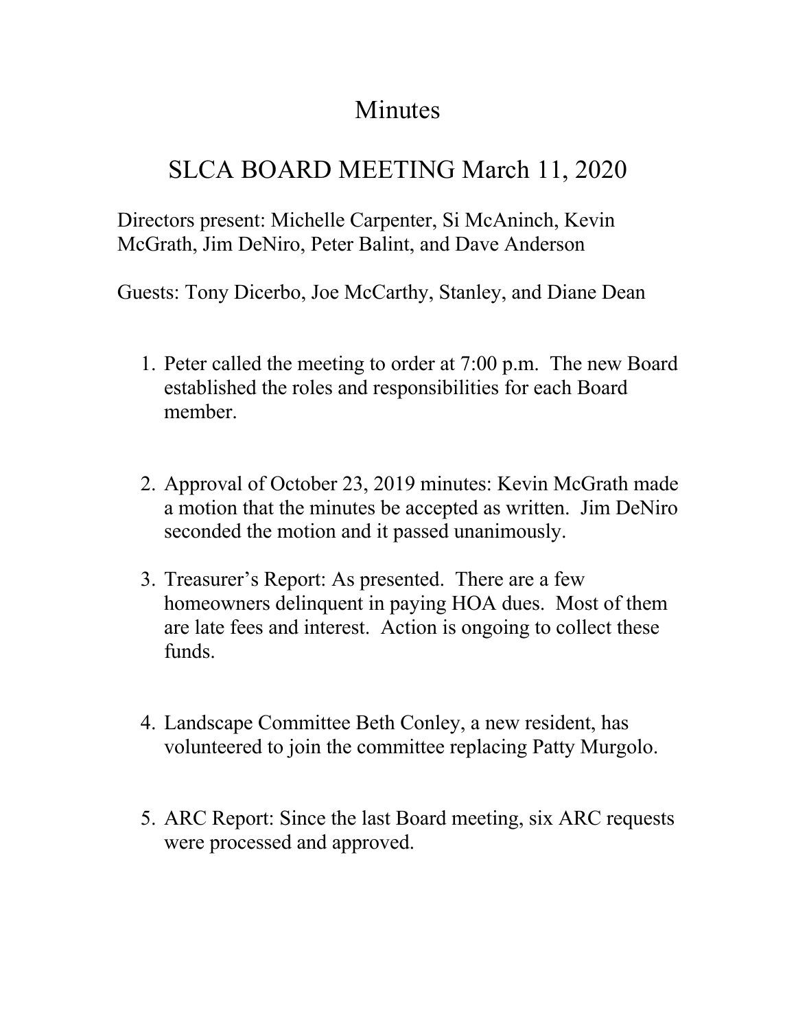# Minutes

## SLCA BOARD MEETING March 11, 2020

Directors present: Michelle Carpenter, Si McAninch, Kevin McGrath, Jim DeNiro, Peter Balint, and Dave Anderson

Guests: Tony Dicerbo, Joe McCarthy, Stanley, and Diane Dean

1. Peter called the meeting to order at 7:00 p.m. The new Board established the roles and responsibilities for each Board member.

2. Approval of October 23, 2019 minutes: Kevin McGrath made a motion that the minutes be accepted as written. Jim DeNiro seconded the motion and it passed unanimously.

3. Treasurer's Report: As presented. There are a few homeowners delinquent in paying HOA dues. Most of them are late fees and interest. Action is ongoing to collect these funds.

4. Landscape Committee Beth Conley, a new resident, has volunteered to join the committee replacing Patty Murgolo.

5. ARC Report: Since the last Board meeting, six ARC requests were processed and approved.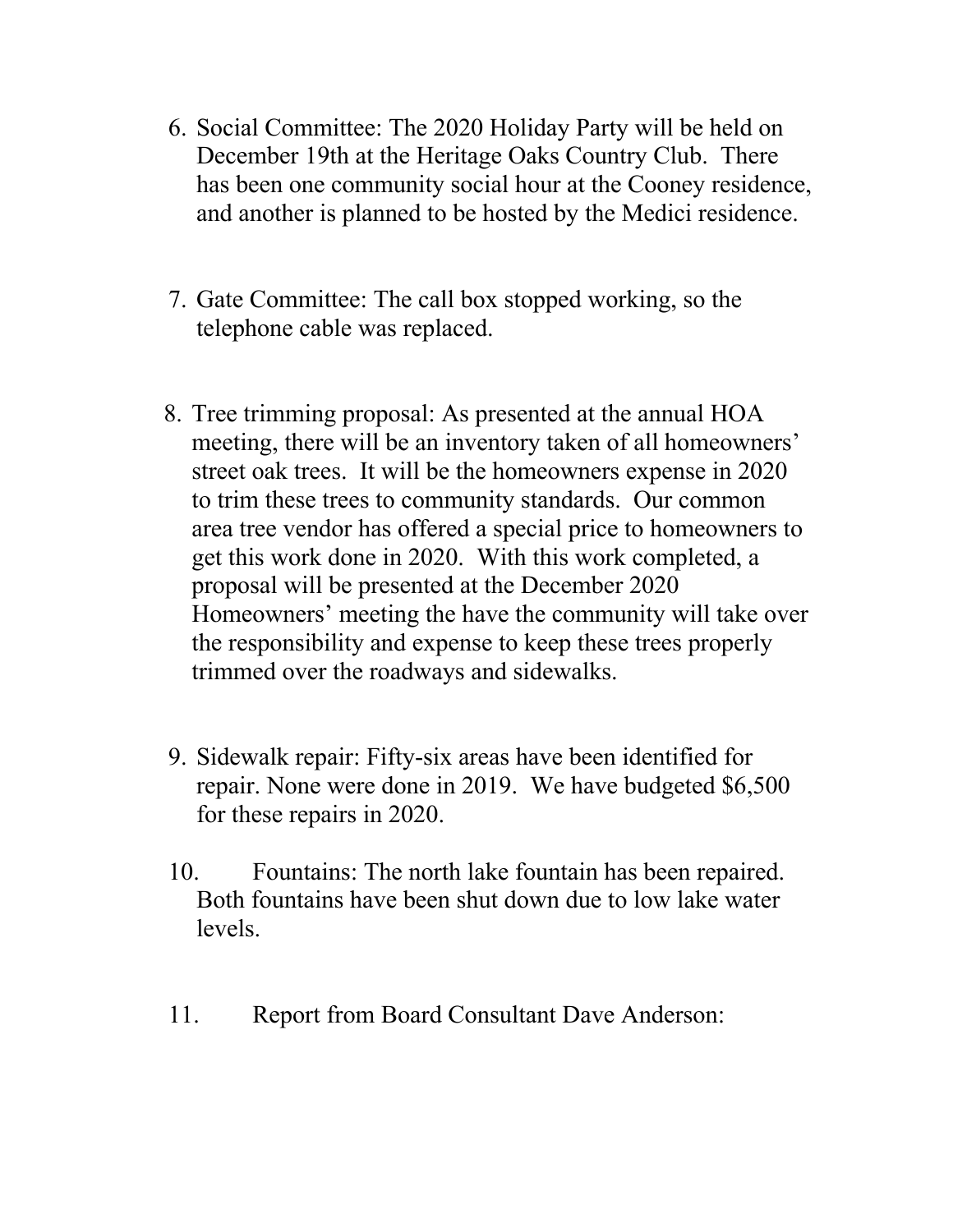6. Social Committee: The 2020 Holiday Party will be held on December 19th at the Heritage Oaks Country Club. There has been one community social hour at the Cooney residence, and another is planned to be hosted by the Medici residence.

7. Gate Committee: The call box stopped working, so the telephone cable was replaced.

8. Tree trimming proposal: As presented at the annual HOA meeting, there will be an inventory taken of all homeowners' street oak trees. It will be the homeowners expense in 2020 to trim these trees to community standards. Our common area tree vendor has offered a special price to homeowners to get this work done in 2020. With this work completed, a proposal will be presented at the December 2020 Homeowners' meeting the have the community will take over the responsibility and expense to keep these trees properly trimmed over the roadways and sidewalks.

9. Sidewalk repair: Fifty-six areas have been identified for repair. None were done in 2019. We have budgeted $6,500 for these repairs in 2020.

10. Fountains: The north lake fountain has been repaired. Both fountains have been shut down due to low lake water levels.

11. Report from Board Consultant Dave Anderson: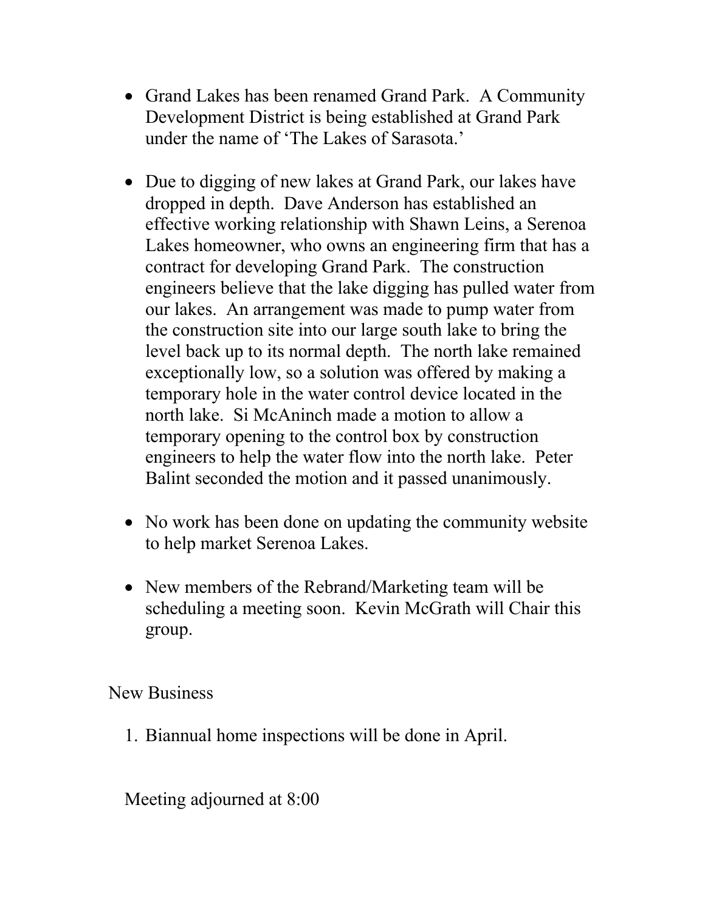- Grand Lakes has been renamed Grand Park. A Community Development District is being established at Grand Park under the name of 'The Lakes of Sarasota.'

- Due to digging of new lakes at Grand Park, our lakes have dropped in depth. Dave Anderson has established an effective working relationship with Shawn Leins, a Serenoa Lakes homeowner, who owns an engineering firm that has a contract for developing Grand Park. The construction engineers believe that the lake digging has pulled water from our lakes. An arrangement was made to pump water from the construction site into our large south lake to bring the level back up to its normal depth. The north lake remained exceptionally low, so a solution was offered by making a temporary hole in the water control device located in the north lake. Si McAninch made a motion to allow a temporary opening to the control box by construction engineers to help the water flow into the north lake. Peter Balint seconded the motion and it passed unanimously.

- No work has been done on updating the community website to help market Serenoa Lakes.

- New members of the Rebrand/Marketing team will be scheduling a meeting soon. Kevin McGrath will Chair this group.

New Business

1. Biannual home inspections will be done in April.

Meeting adjourned at 8:00